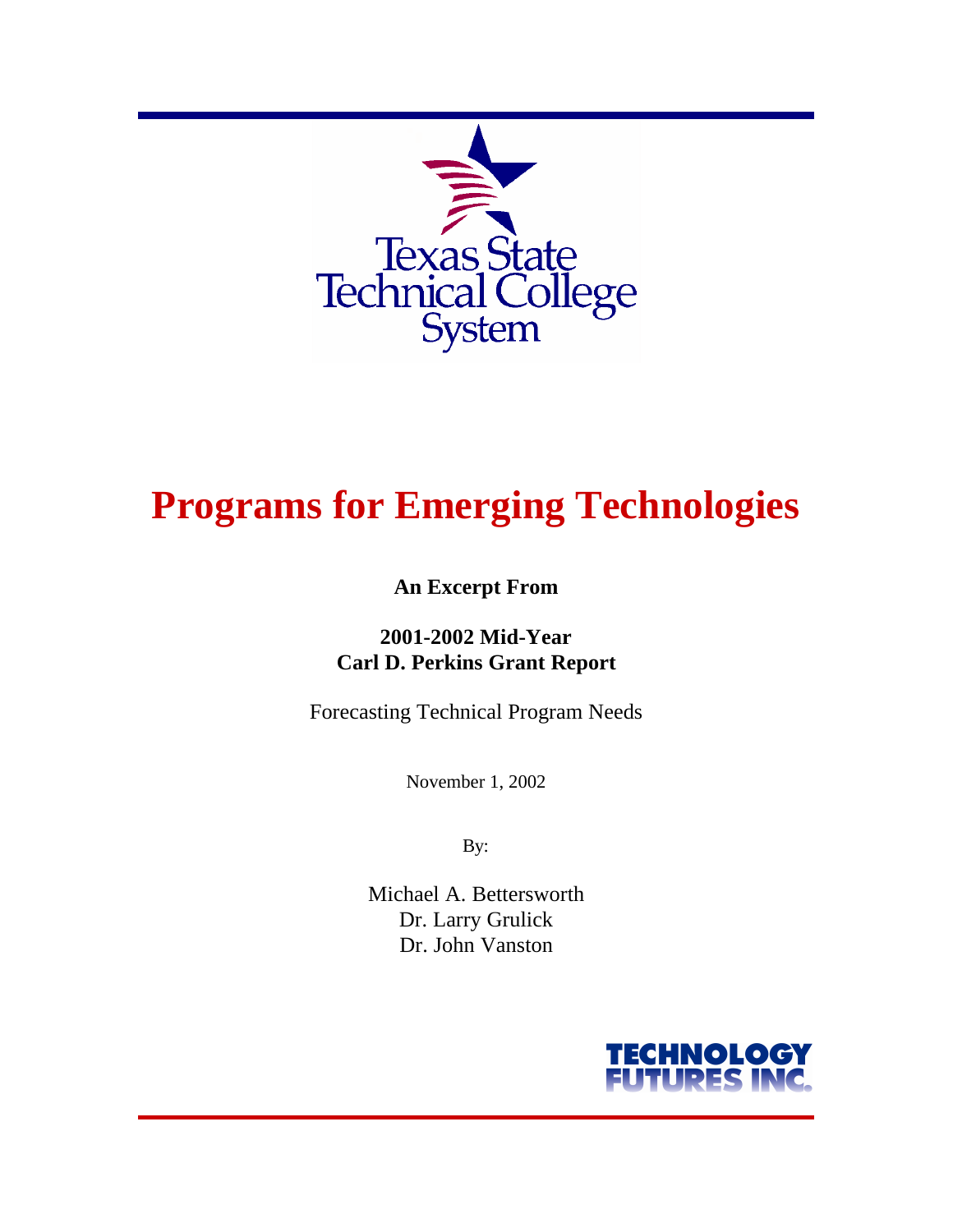Texas State Technical College System

# Programs for Emerging Technologies

**An Excerpt From**

**2001-2002 Mid-Year**
**Carl D. Perkins Grant Report**

Forecasting Technical Program Needs

November 1, 2002

By:

Michael A. Bettersworth
Dr. Larry Grulick
Dr. John Vanston

TECHNOLOGY FUTURES INC.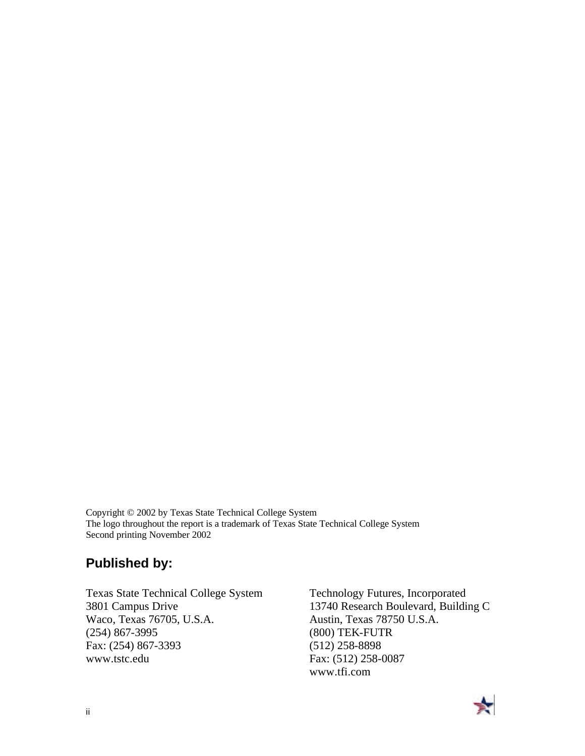Copyright © 2002 by Texas State Technical College System
The logo throughout the report is a trademark of Texas State Technical College System
Second printing November 2002

## Published by:

Texas State Technical College System
3801 Campus Drive
Waco, Texas 76705, U.S.A.
(254) 867-3995
Fax: (254) 867-3393
www.tstc.edu

Technology Futures, Incorporated
13740 Research Boulevard, Building C
Austin, Texas 78750 U.S.A.
(800) TEK-FUTR
(512) 258-8898
Fax: (512) 258-0087
www.tfi.com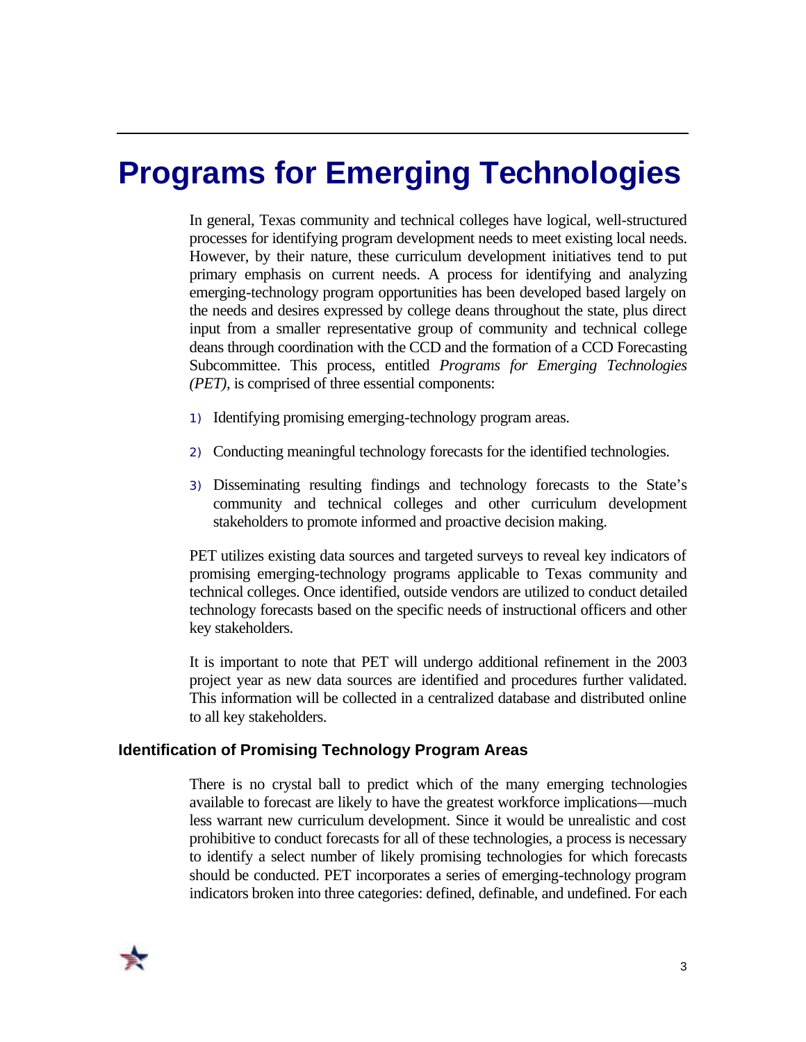# Programs for Emerging Technologies

In general, Texas community and technical colleges have logical, well-structured processes for identifying program development needs to meet existing local needs. However, by their nature, these curriculum development initiatives tend to put primary emphasis on current needs. A process for identifying and analyzing emerging-technology program opportunities has been developed based largely on the needs and desires expressed by college deans throughout the state, plus direct input from a smaller representative group of community and technical college deans through coordination with the CCD and the formation of a CCD Forecasting Subcommittee. This process, entitled *Programs for Emerging Technologies (PET),* is comprised of three essential components:

1) Identifying promising emerging-technology program areas.

2) Conducting meaningful technology forecasts for the identified technologies.

3) Disseminating resulting findings and technology forecasts to the State's community and technical colleges and other curriculum development stakeholders to promote informed and proactive decision making.

PET utilizes existing data sources and targeted surveys to reveal key indicators of promising emerging-technology programs applicable to Texas community and technical colleges. Once identified, outside vendors are utilized to conduct detailed technology forecasts based on the specific needs of instructional officers and other key stakeholders.

It is important to note that PET will undergo additional refinement in the 2003 project year as new data sources are identified and procedures further validated. This information will be collected in a centralized database and distributed online to all key stakeholders.

### Identification of Promising Technology Program Areas

There is no crystal ball to predict which of the many emerging technologies available to forecast are likely to have the greatest workforce implications—much less warrant new curriculum development. Since it would be unrealistic and cost prohibitive to conduct forecasts for all of these technologies, a process is necessary to identify a select number of likely promising technologies for which forecasts should be conducted. PET incorporates a series of emerging-technology program indicators broken into three categories: defined, definable, and undefined. For each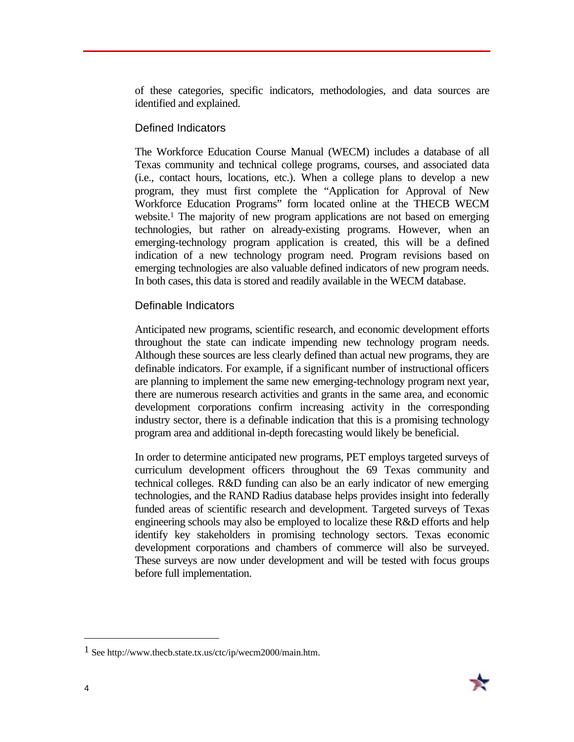of these categories, specific indicators, methodologies, and data sources are identified and explained.

### Defined Indicators

The Workforce Education Course Manual (WECM) includes a database of all Texas community and technical college programs, courses, and associated data (i.e., contact hours, locations, etc.). When a college plans to develop a new program, they must first complete the "Application for Approval of New Workforce Education Programs" form located online at the THECB WECM website.[1] The majority of new program applications are not based on emerging technologies, but rather on already-existing programs. However, when an emerging-technology program application is created, this will be a defined indication of a new technology program need. Program revisions based on emerging technologies are also valuable defined indicators of new program needs. In both cases, this data is stored and readily available in the WECM database.

### Definable Indicators

Anticipated new programs, scientific research, and economic development efforts throughout the state can indicate impending new technology program needs. Although these sources are less clearly defined than actual new programs, they are definable indicators. For example, if a significant number of instructional officers are planning to implement the same new emerging-technology program next year, there are numerous research activities and grants in the same area, and economic development corporations confirm increasing activity in the corresponding industry sector, there is a definable indication that this is a promising technology program area and additional in-depth forecasting would likely be beneficial.

In order to determine anticipated new programs, PET employs targeted surveys of curriculum development officers throughout the 69 Texas community and technical colleges. R&D funding can also be an early indicator of new emerging technologies, and the RAND Radius database helps provides insight into federally funded areas of scientific research and development. Targeted surveys of Texas engineering schools may also be employed to localize these R&D efforts and help identify key stakeholders in promising technology sectors. Texas economic development corporations and chambers of commerce will also be surveyed. These surveys are now under development and will be tested with focus groups before full implementation.

---

[1] See http://www.thecb.state.tx.us/ctc/ip/wecm2000/main.htm.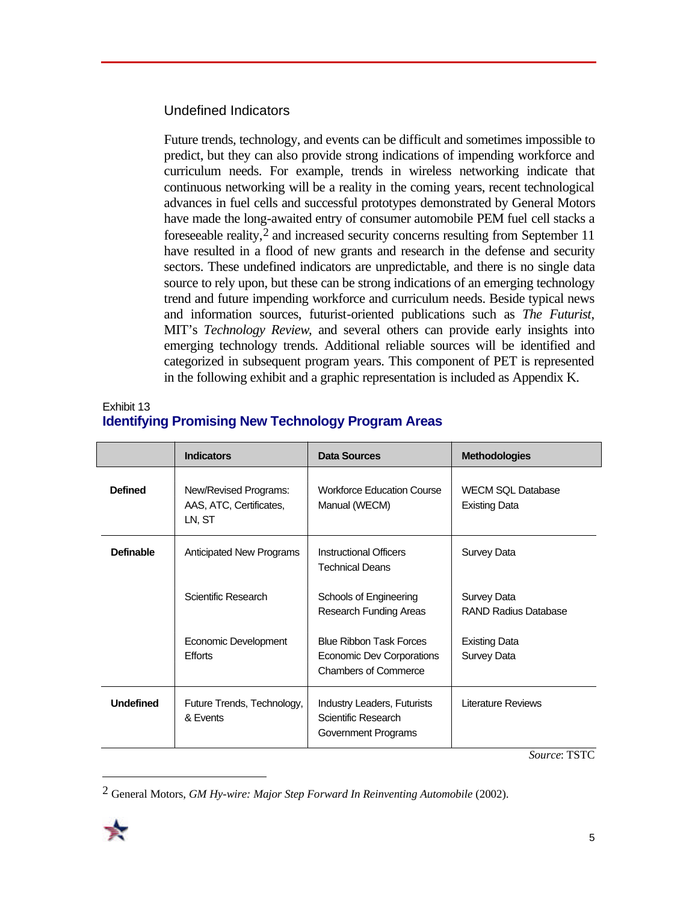### Undefined Indicators

Future trends, technology, and events can be difficult and sometimes impossible to predict, but they can also provide strong indications of impending workforce and curriculum needs. For example, trends in wireless networking indicate that continuous networking will be a reality in the coming years, recent technological advances in fuel cells and successful prototypes demonstrated by General Motors have made the long-awaited entry of consumer automobile PEM fuel cell stacks a foreseeable reality,[2] and increased security concerns resulting from September 11 have resulted in a flood of new grants and research in the defense and security sectors. These undefined indicators are unpredictable, and there is no single data source to rely upon, but these can be strong indications of an emerging technology trend and future impending workforce and curriculum needs. Beside typical news and information sources, futurist-oriented publications such as *The Futurist*, MIT's *Technology Review*, and several others can provide early insights into emerging technology trends. Additional reliable sources will be identified and categorized in subsequent program years. This component of PET is represented in the following exhibit and a graphic representation is included as Appendix K.

Exhibit 13

**Identifying Promising New Technology Program Areas**

| | Indicators | Data Sources | Methodologies |
|---|---|---|---|
| **Defined** | New/Revised Programs: AAS, ATC, Certificates, LN, ST | Workforce Education Course Manual (WECM) | WECM SQL Database<br>Existing Data |
| **Definable** | Anticipated New Programs | Instructional Officers<br>Technical Deans | Survey Data |
| | Scientific Research | Schools of Engineering<br>Research Funding Areas | Survey Data<br>RAND Radius Database |
| | Economic Development Efforts | Blue Ribbon Task Forces<br>Economic Dev Corporations<br>Chambers of Commerce | Existing Data<br>Survey Data |
| **Undefined** | Future Trends, Technology, & Events | Industry Leaders, Futurists<br>Scientific Research<br>Government Programs | Literature Reviews |

*Source*: TSTC

[2] General Motors, *GM Hy-wire: Major Step Forward In Reinventing Automobile* (2002).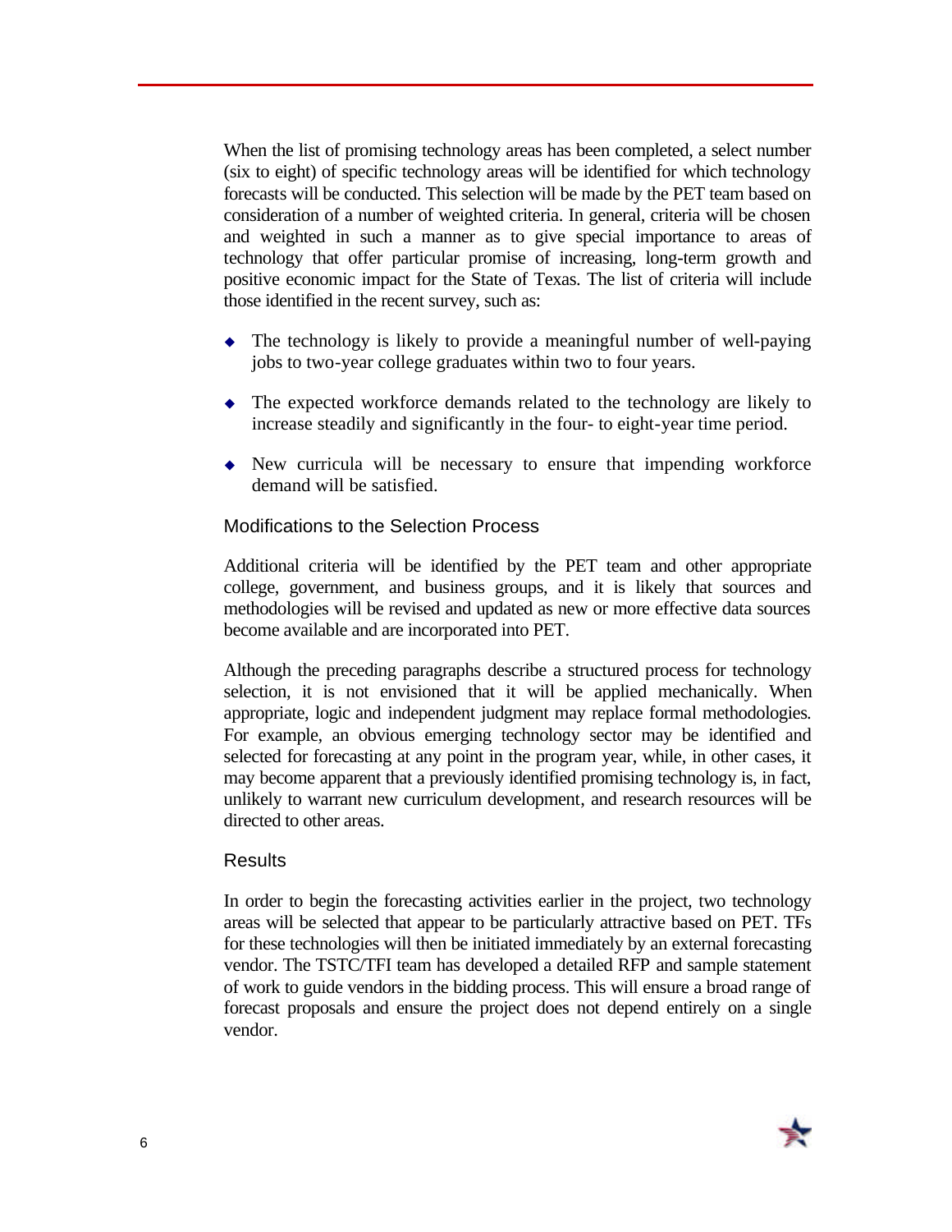When the list of promising technology areas has been completed, a select number (six to eight) of specific technology areas will be identified for which technology forecasts will be conducted. This selection will be made by the PET team based on consideration of a number of weighted criteria. In general, criteria will be chosen and weighted in such a manner as to give special importance to areas of technology that offer particular promise of increasing, long-term growth and positive economic impact for the State of Texas. The list of criteria will include those identified in the recent survey, such as:

- The technology is likely to provide a meaningful number of well-paying jobs to two-year college graduates within two to four years.
- The expected workforce demands related to the technology are likely to increase steadily and significantly in the four- to eight-year time period.
- New curricula will be necessary to ensure that impending workforce demand will be satisfied.

### Modifications to the Selection Process

Additional criteria will be identified by the PET team and other appropriate college, government, and business groups, and it is likely that sources and methodologies will be revised and updated as new or more effective data sources become available and are incorporated into PET.

Although the preceding paragraphs describe a structured process for technology selection, it is not envisioned that it will be applied mechanically. When appropriate, logic and independent judgment may replace formal methodologies. For example, an obvious emerging technology sector may be identified and selected for forecasting at any point in the program year, while, in other cases, it may become apparent that a previously identified promising technology is, in fact, unlikely to warrant new curriculum development, and research resources will be directed to other areas.

### Results

In order to begin the forecasting activities earlier in the project, two technology areas will be selected that appear to be particularly attractive based on PET. TFs for these technologies will then be initiated immediately by an external forecasting vendor. The TSTC/TFI team has developed a detailed RFP and sample statement of work to guide vendors in the bidding process. This will ensure a broad range of forecast proposals and ensure the project does not depend entirely on a single vendor.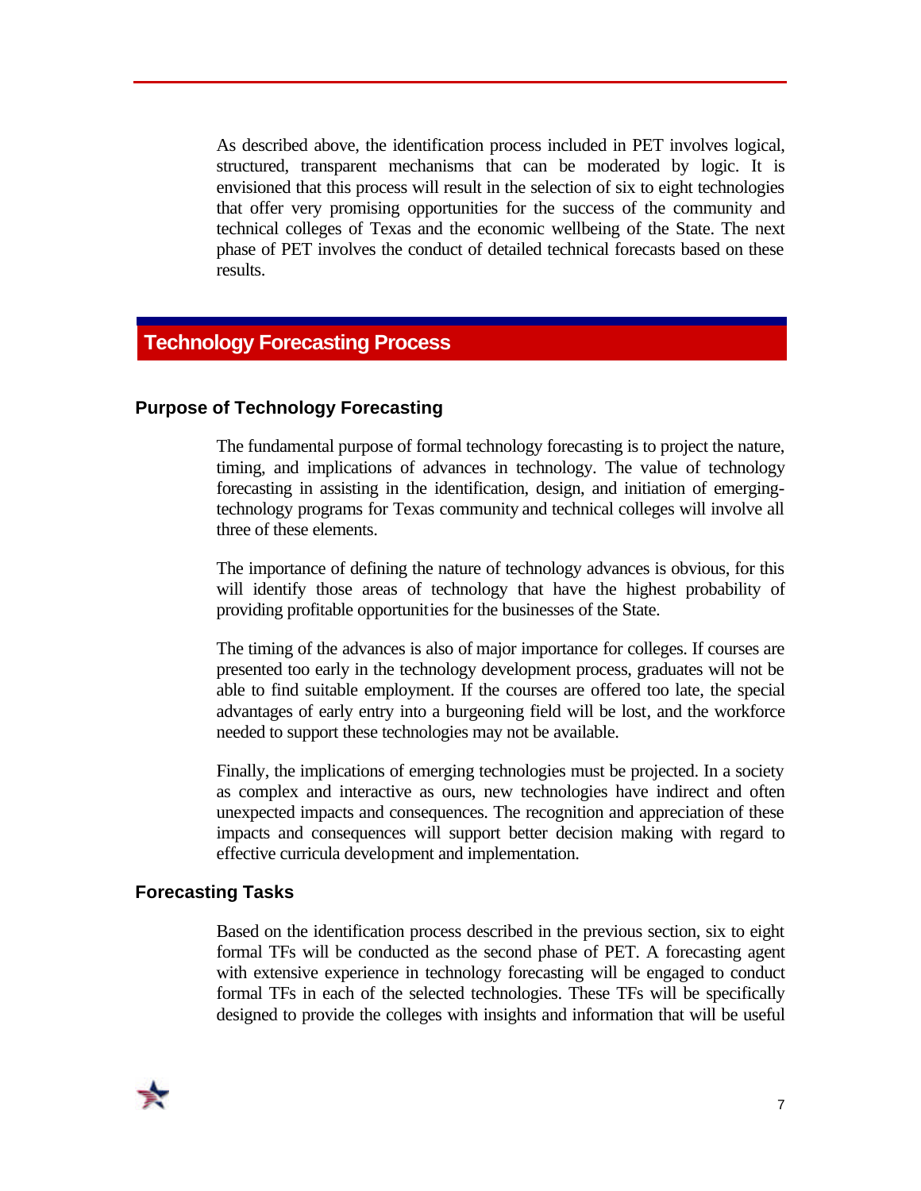As described above, the identification process included in PET involves logical, structured, transparent mechanisms that can be moderated by logic. It is envisioned that this process will result in the selection of six to eight technologies that offer very promising opportunities for the success of the community and technical colleges of Texas and the economic wellbeing of the State. The next phase of PET involves the conduct of detailed technical forecasts based on these results.

## Technology Forecasting Process

### Purpose of Technology Forecasting

The fundamental purpose of formal technology forecasting is to project the nature, timing, and implications of advances in technology. The value of technology forecasting in assisting in the identification, design, and initiation of emerging-technology programs for Texas community and technical colleges will involve all three of these elements.

The importance of defining the nature of technology advances is obvious, for this will identify those areas of technology that have the highest probability of providing profitable opportunities for the businesses of the State.

The timing of the advances is also of major importance for colleges. If courses are presented too early in the technology development process, graduates will not be able to find suitable employment. If the courses are offered too late, the special advantages of early entry into a burgeoning field will be lost, and the workforce needed to support these technologies may not be available.

Finally, the implications of emerging technologies must be projected. In a society as complex and interactive as ours, new technologies have indirect and often unexpected impacts and consequences. The recognition and appreciation of these impacts and consequences will support better decision making with regard to effective curricula development and implementation.

### Forecasting Tasks

Based on the identification process described in the previous section, six to eight formal TFs will be conducted as the second phase of PET. A forecasting agent with extensive experience in technology forecasting will be engaged to conduct formal TFs in each of the selected technologies. These TFs will be specifically designed to provide the colleges with insights and information that will be useful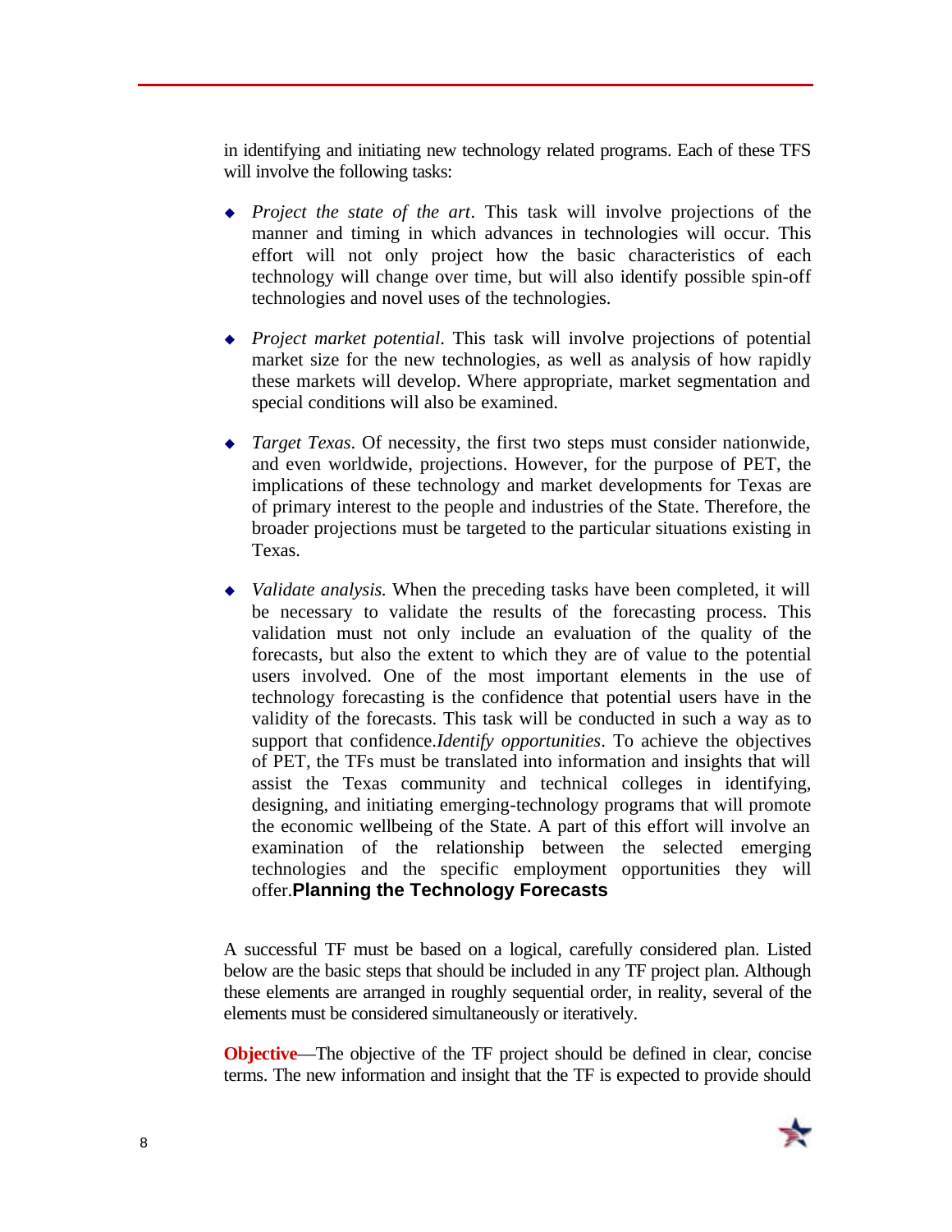in identifying and initiating new technology related programs. Each of these TFS will involve the following tasks:

- *Project the state of the art*. This task will involve projections of the manner and timing in which advances in technologies will occur. This effort will not only project how the basic characteristics of each technology will change over time, but will also identify possible spin-off technologies and novel uses of the technologies.

- *Project market potential*. This task will involve projections of potential market size for the new technologies, as well as analysis of how rapidly these markets will develop. Where appropriate, market segmentation and special conditions will also be examined.

- *Target Texas*. Of necessity, the first two steps must consider nationwide, and even worldwide, projections. However, for the purpose of PET, the implications of these technology and market developments for Texas are of primary interest to the people and industries of the State. Therefore, the broader projections must be targeted to the particular situations existing in Texas.

- *Validate analysis.* When the preceding tasks have been completed, it will be necessary to validate the results of the forecasting process. This validation must not only include an evaluation of the quality of the forecasts, but also the extent to which they are of value to the potential users involved. One of the most important elements in the use of technology forecasting is the confidence that potential users have in the validity of the forecasts. This task will be conducted in such a way as to support that confidence.

- *Identify opportunities*. To achieve the objectives of PET, the TFs must be translated into information and insights that will assist the Texas community and technical colleges in identifying, designing, and initiating emerging-technology programs that will promote the economic wellbeing of the State. A part of this effort will involve an examination of the relationship between the selected emerging technologies and the specific employment opportunities they will offer.

## Planning the Technology Forecasts

A successful TF must be based on a logical, carefully considered plan. Listed below are the basic steps that should be included in any TF project plan. Although these elements are arranged in roughly sequential order, in reality, several of the elements must be considered simultaneously or iteratively.

**Objective**—The objective of the TF project should be defined in clear, concise terms. The new information and insight that the TF is expected to provide should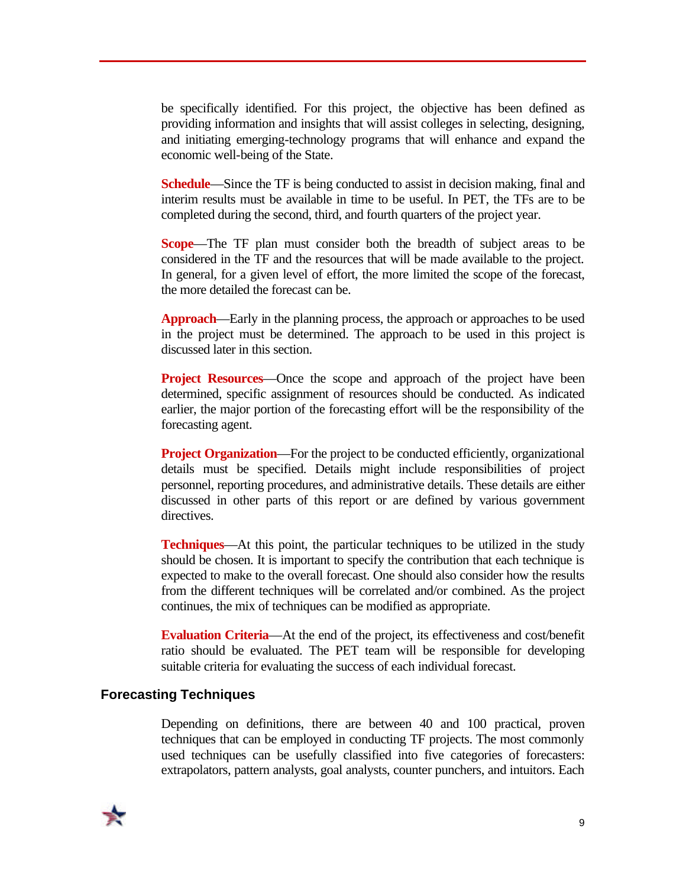be specifically identified. For this project, the objective has been defined as providing information and insights that will assist colleges in selecting, designing, and initiating emerging-technology programs that will enhance and expand the economic well-being of the State.

**Schedule**—Since the TF is being conducted to assist in decision making, final and interim results must be available in time to be useful. In PET, the TFs are to be completed during the second, third, and fourth quarters of the project year.

**Scope**—The TF plan must consider both the breadth of subject areas to be considered in the TF and the resources that will be made available to the project. In general, for a given level of effort, the more limited the scope of the forecast, the more detailed the forecast can be.

**Approach**—Early in the planning process, the approach or approaches to be used in the project must be determined. The approach to be used in this project is discussed later in this section.

**Project Resources**—Once the scope and approach of the project have been determined, specific assignment of resources should be conducted. As indicated earlier, the major portion of the forecasting effort will be the responsibility of the forecasting agent.

**Project Organization**—For the project to be conducted efficiently, organizational details must be specified. Details might include responsibilities of project personnel, reporting procedures, and administrative details. These details are either discussed in other parts of this report or are defined by various government directives.

**Techniques**—At this point, the particular techniques to be utilized in the study should be chosen. It is important to specify the contribution that each technique is expected to make to the overall forecast. One should also consider how the results from the different techniques will be correlated and/or combined. As the project continues, the mix of techniques can be modified as appropriate.

**Evaluation Criteria**—At the end of the project, its effectiveness and cost/benefit ratio should be evaluated. The PET team will be responsible for developing suitable criteria for evaluating the success of each individual forecast.

## Forecasting Techniques

Depending on definitions, there are between 40 and 100 practical, proven techniques that can be employed in conducting TF projects. The most commonly used techniques can be usefully classified into five categories of forecasters: extrapolators, pattern analysts, goal analysts, counter punchers, and intuitors. Each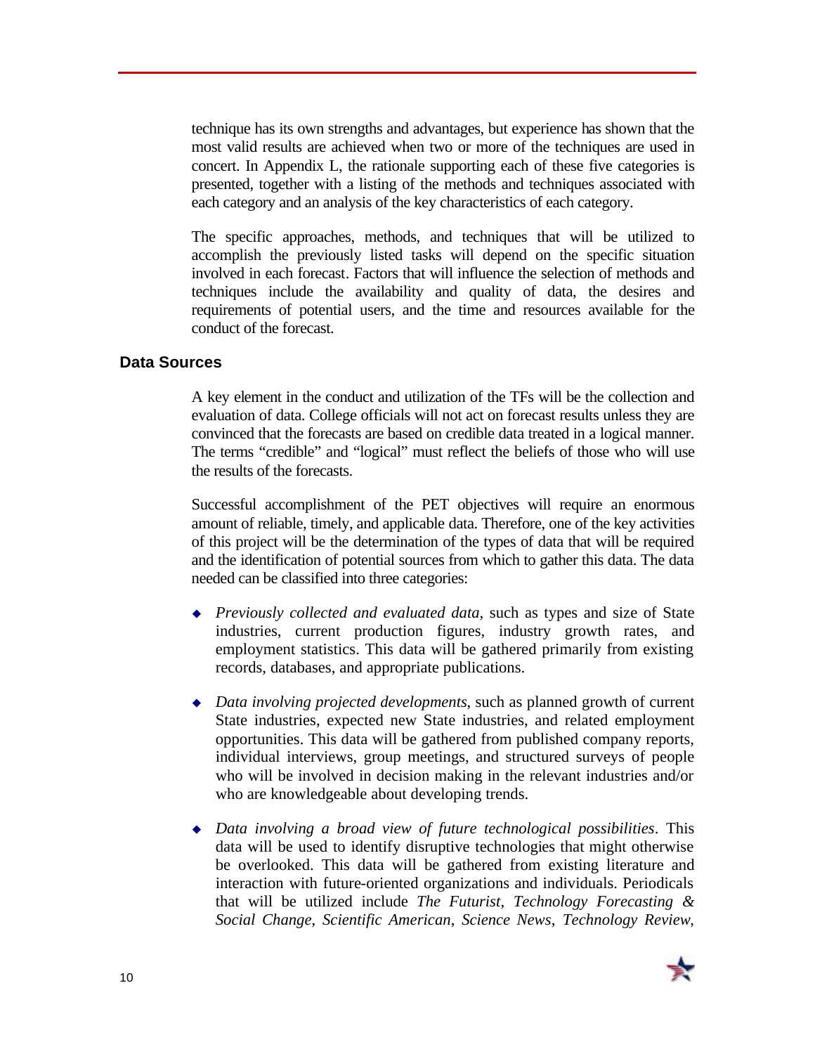technique has its own strengths and advantages, but experience has shown that the most valid results are achieved when two or more of the techniques are used in concert. In Appendix L, the rationale supporting each of these five categories is presented, together with a listing of the methods and techniques associated with each category and an analysis of the key characteristics of each category.

The specific approaches, methods, and techniques that will be utilized to accomplish the previously listed tasks will depend on the specific situation involved in each forecast. Factors that will influence the selection of methods and techniques include the availability and quality of data, the desires and requirements of potential users, and the time and resources available for the conduct of the forecast.

## Data Sources

A key element in the conduct and utilization of the TFs will be the collection and evaluation of data. College officials will not act on forecast results unless they are convinced that the forecasts are based on credible data treated in a logical manner. The terms "credible" and "logical" must reflect the beliefs of those who will use the results of the forecasts.

Successful accomplishment of the PET objectives will require an enormous amount of reliable, timely, and applicable data. Therefore, one of the key activities of this project will be the determination of the types of data that will be required and the identification of potential sources from which to gather this data. The data needed can be classified into three categories:

- *Previously collected and evaluated data*, such as types and size of State industries, current production figures, industry growth rates, and employment statistics. This data will be gathered primarily from existing records, databases, and appropriate publications.
- *Data involving projected developments*, such as planned growth of current State industries, expected new State industries, and related employment opportunities. This data will be gathered from published company reports, individual interviews, group meetings, and structured surveys of people who will be involved in decision making in the relevant industries and/or who are knowledgeable about developing trends.
- *Data involving a broad view of future technological possibilities*. This data will be used to identify disruptive technologies that might otherwise be overlooked. This data will be gathered from existing literature and interaction with future-oriented organizations and individuals. Periodicals that will be utilized include *The Futurist*, *Technology Forecasting & Social Change*, *Scientific American*, *Science News*, *Technology Review*,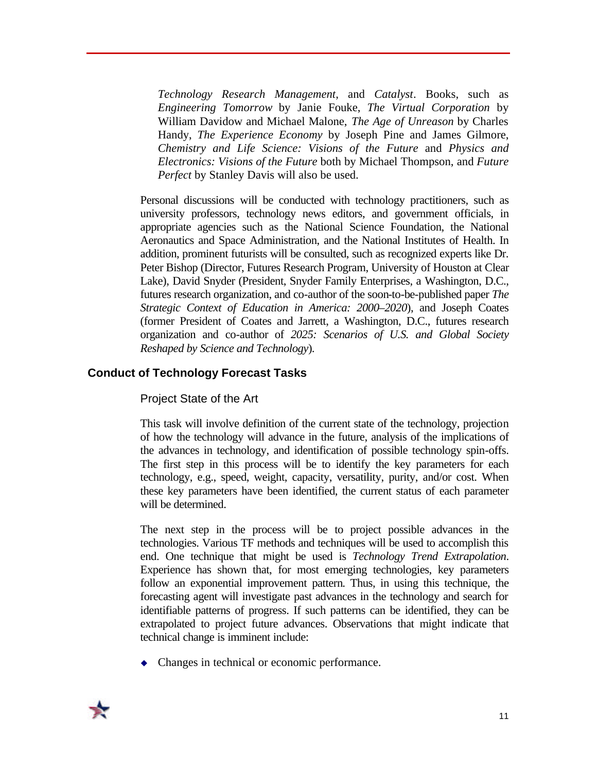*Technology Research Management*, and *Catalyst*. Books, such as *Engineering Tomorrow* by Janie Fouke, *The Virtual Corporation* by William Davidow and Michael Malone, *The Age of Unreason* by Charles Handy, *The Experience Economy* by Joseph Pine and James Gilmore, *Chemistry and Life Science: Visions of the Future* and *Physics and Electronics: Visions of the Future* both by Michael Thompson, and *Future Perfect* by Stanley Davis will also be used.

Personal discussions will be conducted with technology practitioners, such as university professors, technology news editors, and government officials, in appropriate agencies such as the National Science Foundation, the National Aeronautics and Space Administration, and the National Institutes of Health. In addition, prominent futurists will be consulted, such as recognized experts like Dr. Peter Bishop (Director, Futures Research Program, University of Houston at Clear Lake), David Snyder (President, Snyder Family Enterprises, a Washington, D.C., futures research organization, and co-author of the soon-to-be-published paper *The Strategic Context of Education in America: 2000–2020*), and Joseph Coates (former President of Coates and Jarrett, a Washington, D.C., futures research organization and co-author of *2025: Scenarios of U.S. and Global Society Reshaped by Science and Technology*).

## Conduct of Technology Forecast Tasks

### Project State of the Art

This task will involve definition of the current state of the technology, projection of how the technology will advance in the future, analysis of the implications of the advances in technology, and identification of possible technology spin-offs. The first step in this process will be to identify the key parameters for each technology, e.g., speed, weight, capacity, versatility, purity, and/or cost. When these key parameters have been identified, the current status of each parameter will be determined.

The next step in the process will be to project possible advances in the technologies. Various TF methods and techniques will be used to accomplish this end. One technique that might be used is *Technology Trend Extrapolation*. Experience has shown that, for most emerging technologies, key parameters follow an exponential improvement pattern. Thus, in using this technique, the forecasting agent will investigate past advances in the technology and search for identifiable patterns of progress. If such patterns can be identified, they can be extrapolated to project future advances. Observations that might indicate that technical change is imminent include:

- Changes in technical or economic performance.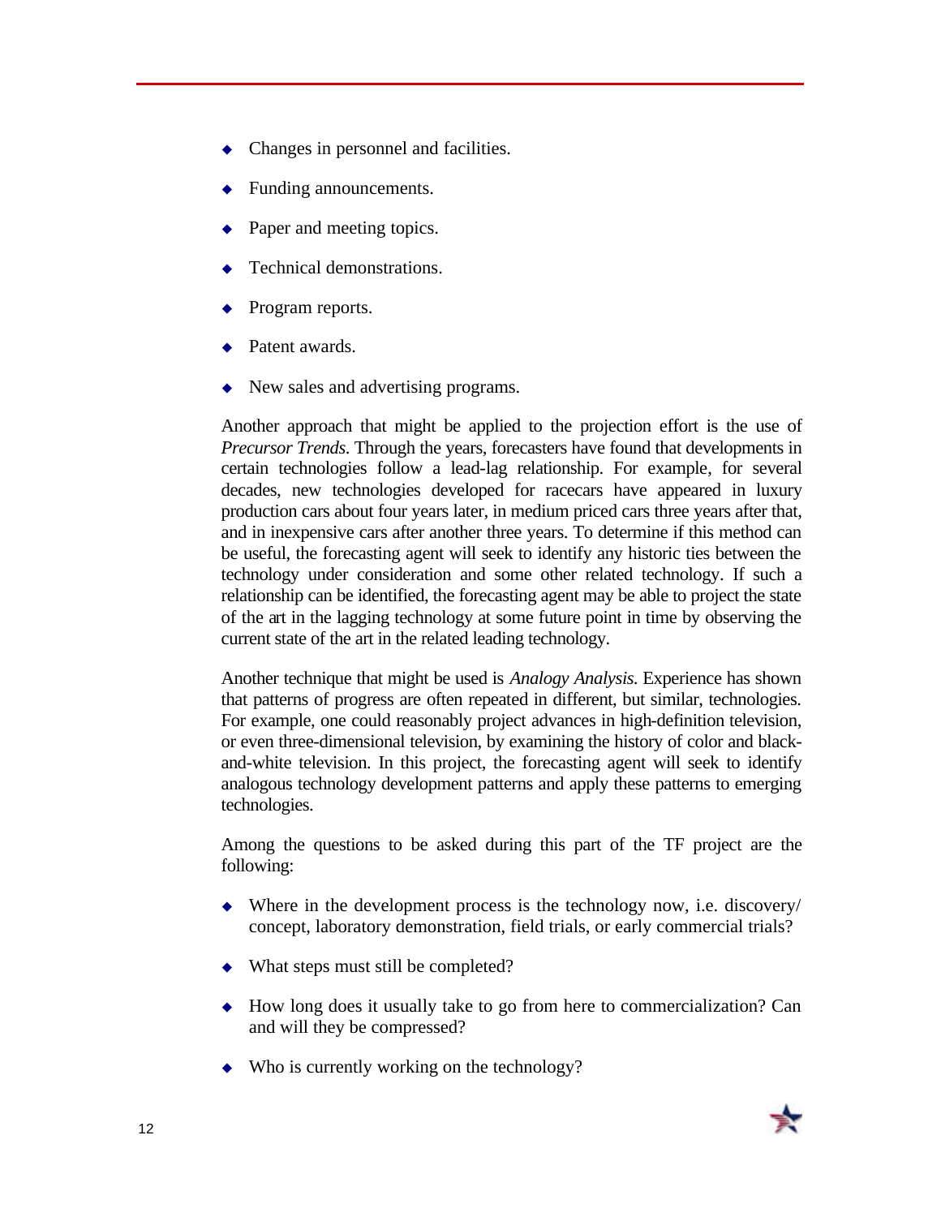- Changes in personnel and facilities.
- Funding announcements.
- Paper and meeting topics.
- Technical demonstrations.
- Program reports.
- Patent awards.
- New sales and advertising programs.

Another approach that might be applied to the projection effort is the use of *Precursor Trends*. Through the years, forecasters have found that developments in certain technologies follow a lead-lag relationship. For example, for several decades, new technologies developed for racecars have appeared in luxury production cars about four years later, in medium priced cars three years after that, and in inexpensive cars after another three years. To determine if this method can be useful, the forecasting agent will seek to identify any historic ties between the technology under consideration and some other related technology. If such a relationship can be identified, the forecasting agent may be able to project the state of the art in the lagging technology at some future point in time by observing the current state of the art in the related leading technology.

Another technique that might be used is *Analogy Analysis*. Experience has shown that patterns of progress are often repeated in different, but similar, technologies. For example, one could reasonably project advances in high-definition television, or even three-dimensional television, by examining the history of color and black-and-white television. In this project, the forecasting agent will seek to identify analogous technology development patterns and apply these patterns to emerging technologies.

Among the questions to be asked during this part of the TF project are the following:

- Where in the development process is the technology now, i.e. discovery/ concept, laboratory demonstration, field trials, or early commercial trials?
- What steps must still be completed?
- How long does it usually take to go from here to commercialization? Can and will they be compressed?
- Who is currently working on the technology?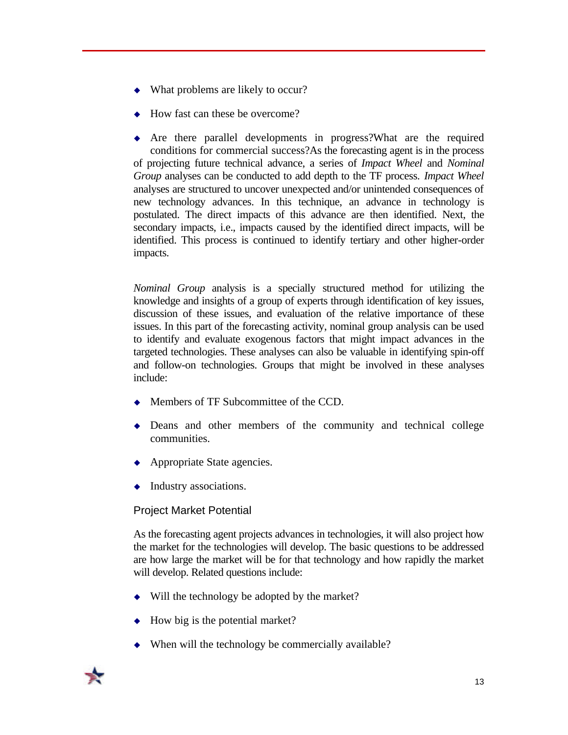- What problems are likely to occur?
- How fast can these be overcome?
- Are there parallel developments in progress?What are the required conditions for commercial success?As the forecasting agent is in the process of projecting future technical advance, a series of *Impact Wheel* and *Nominal Group* analyses can be conducted to add depth to the TF process. *Impact Wheel* analyses are structured to uncover unexpected and/or unintended consequences of new technology advances. In this technique, an advance in technology is postulated. The direct impacts of this advance are then identified. Next, the secondary impacts, i.e., impacts caused by the identified direct impacts, will be identified. This process is continued to identify tertiary and other higher-order impacts.

*Nominal Group* analysis is a specially structured method for utilizing the knowledge and insights of a group of experts through identification of key issues, discussion of these issues, and evaluation of the relative importance of these issues. In this part of the forecasting activity, nominal group analysis can be used to identify and evaluate exogenous factors that might impact advances in the targeted technologies. These analyses can also be valuable in identifying spin-off and follow-on technologies. Groups that might be involved in these analyses include:

- Members of TF Subcommittee of the CCD.
- Deans and other members of the community and technical college communities.
- Appropriate State agencies.
- Industry associations.

### Project Market Potential

As the forecasting agent projects advances in technologies, it will also project how the market for the technologies will develop. The basic questions to be addressed are how large the market will be for that technology and how rapidly the market will develop. Related questions include:

- Will the technology be adopted by the market?
- How big is the potential market?
- When will the technology be commercially available?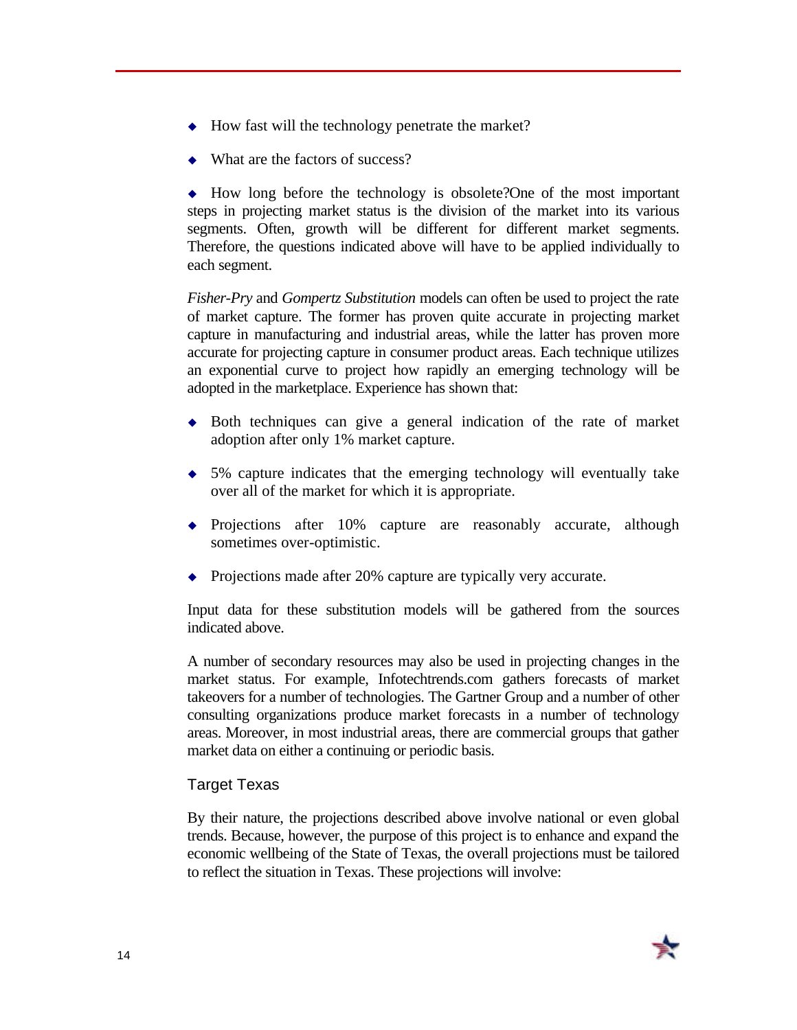- How fast will the technology penetrate the market?
- What are the factors of success?
- How long before the technology is obsolete?One of the most important steps in projecting market status is the division of the market into its various segments. Often, growth will be different for different market segments. Therefore, the questions indicated above will have to be applied individually to each segment.

*Fisher-Pry* and *Gompertz Substitution* models can often be used to project the rate of market capture. The former has proven quite accurate in projecting market capture in manufacturing and industrial areas, while the latter has proven more accurate for projecting capture in consumer product areas. Each technique utilizes an exponential curve to project how rapidly an emerging technology will be adopted in the marketplace. Experience has shown that:

- Both techniques can give a general indication of the rate of market adoption after only 1% market capture.
- 5% capture indicates that the emerging technology will eventually take over all of the market for which it is appropriate.
- Projections after 10% capture are reasonably accurate, although sometimes over-optimistic.
- Projections made after 20% capture are typically very accurate.

Input data for these substitution models will be gathered from the sources indicated above.

A number of secondary resources may also be used in projecting changes in the market status. For example, Infotechtrends.com gathers forecasts of market takeovers for a number of technologies. The Gartner Group and a number of other consulting organizations produce market forecasts in a number of technology areas. Moreover, in most industrial areas, there are commercial groups that gather market data on either a continuing or periodic basis.

### Target Texas

By their nature, the projections described above involve national or even global trends. Because, however, the purpose of this project is to enhance and expand the economic wellbeing of the State of Texas, the overall projections must be tailored to reflect the situation in Texas. These projections will involve: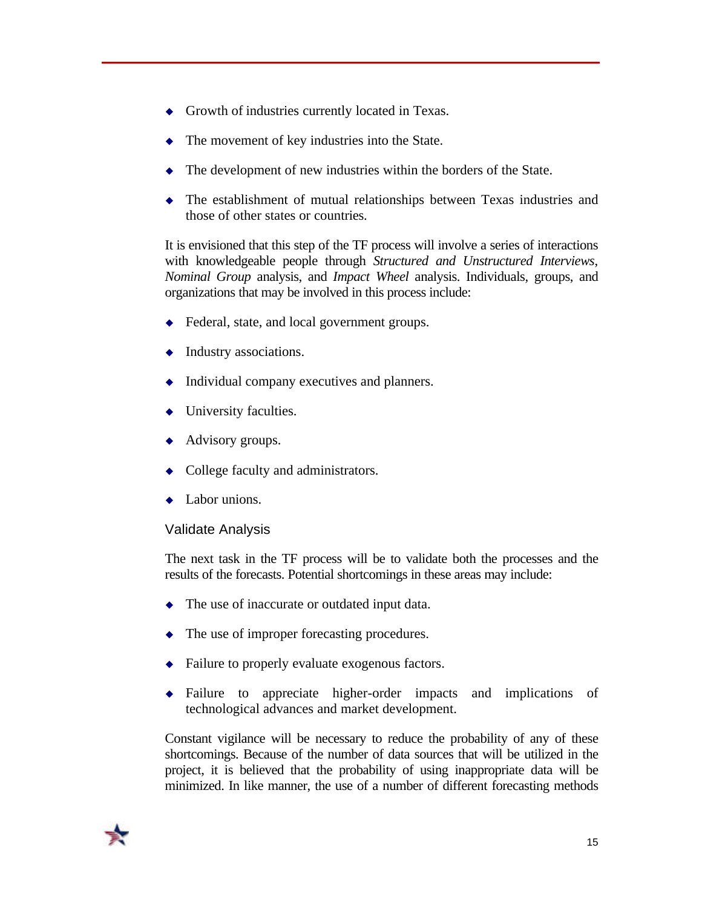- Growth of industries currently located in Texas.
- The movement of key industries into the State.
- The development of new industries within the borders of the State.
- The establishment of mutual relationships between Texas industries and those of other states or countries.

It is envisioned that this step of the TF process will involve a series of interactions with knowledgeable people through *Structured and Unstructured Interviews*, *Nominal Group* analysis, and *Impact Wheel* analysis. Individuals, groups, and organizations that may be involved in this process include:

- Federal, state, and local government groups.
- Industry associations.
- Individual company executives and planners.
- University faculties.
- Advisory groups.
- College faculty and administrators.
- Labor unions.

### Validate Analysis

The next task in the TF process will be to validate both the processes and the results of the forecasts. Potential shortcomings in these areas may include:

- The use of inaccurate or outdated input data.
- The use of improper forecasting procedures.
- Failure to properly evaluate exogenous factors.
- Failure to appreciate higher-order impacts and implications of technological advances and market development.

Constant vigilance will be necessary to reduce the probability of any of these shortcomings. Because of the number of data sources that will be utilized in the project, it is believed that the probability of using inappropriate data will be minimized. In like manner, the use of a number of different forecasting methods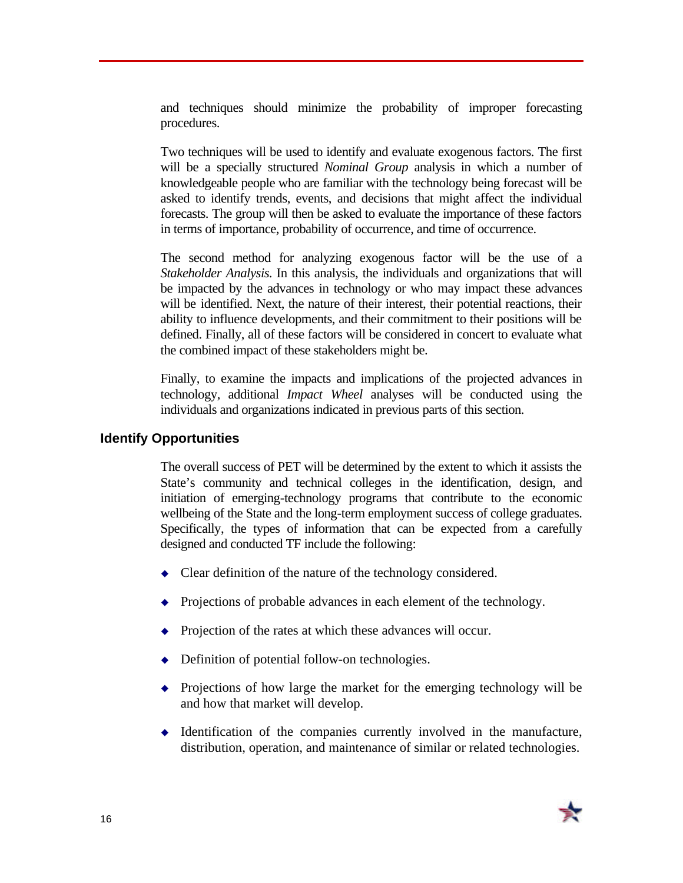and techniques should minimize the probability of improper forecasting procedures.

Two techniques will be used to identify and evaluate exogenous factors. The first will be a specially structured *Nominal Group* analysis in which a number of knowledgeable people who are familiar with the technology being forecast will be asked to identify trends, events, and decisions that might affect the individual forecasts. The group will then be asked to evaluate the importance of these factors in terms of importance, probability of occurrence, and time of occurrence.

The second method for analyzing exogenous factor will be the use of a *Stakeholder Analysis.* In this analysis, the individuals and organizations that will be impacted by the advances in technology or who may impact these advances will be identified. Next, the nature of their interest, their potential reactions, their ability to influence developments, and their commitment to their positions will be defined. Finally, all of these factors will be considered in concert to evaluate what the combined impact of these stakeholders might be.

Finally, to examine the impacts and implications of the projected advances in technology, additional *Impact Wheel* analyses will be conducted using the individuals and organizations indicated in previous parts of this section.

## Identify Opportunities

The overall success of PET will be determined by the extent to which it assists the State's community and technical colleges in the identification, design, and initiation of emerging-technology programs that contribute to the economic wellbeing of the State and the long-term employment success of college graduates. Specifically, the types of information that can be expected from a carefully designed and conducted TF include the following:

- Clear definition of the nature of the technology considered.
- Projections of probable advances in each element of the technology.
- Projection of the rates at which these advances will occur.
- Definition of potential follow-on technologies.
- Projections of how large the market for the emerging technology will be and how that market will develop.
- Identification of the companies currently involved in the manufacture, distribution, operation, and maintenance of similar or related technologies.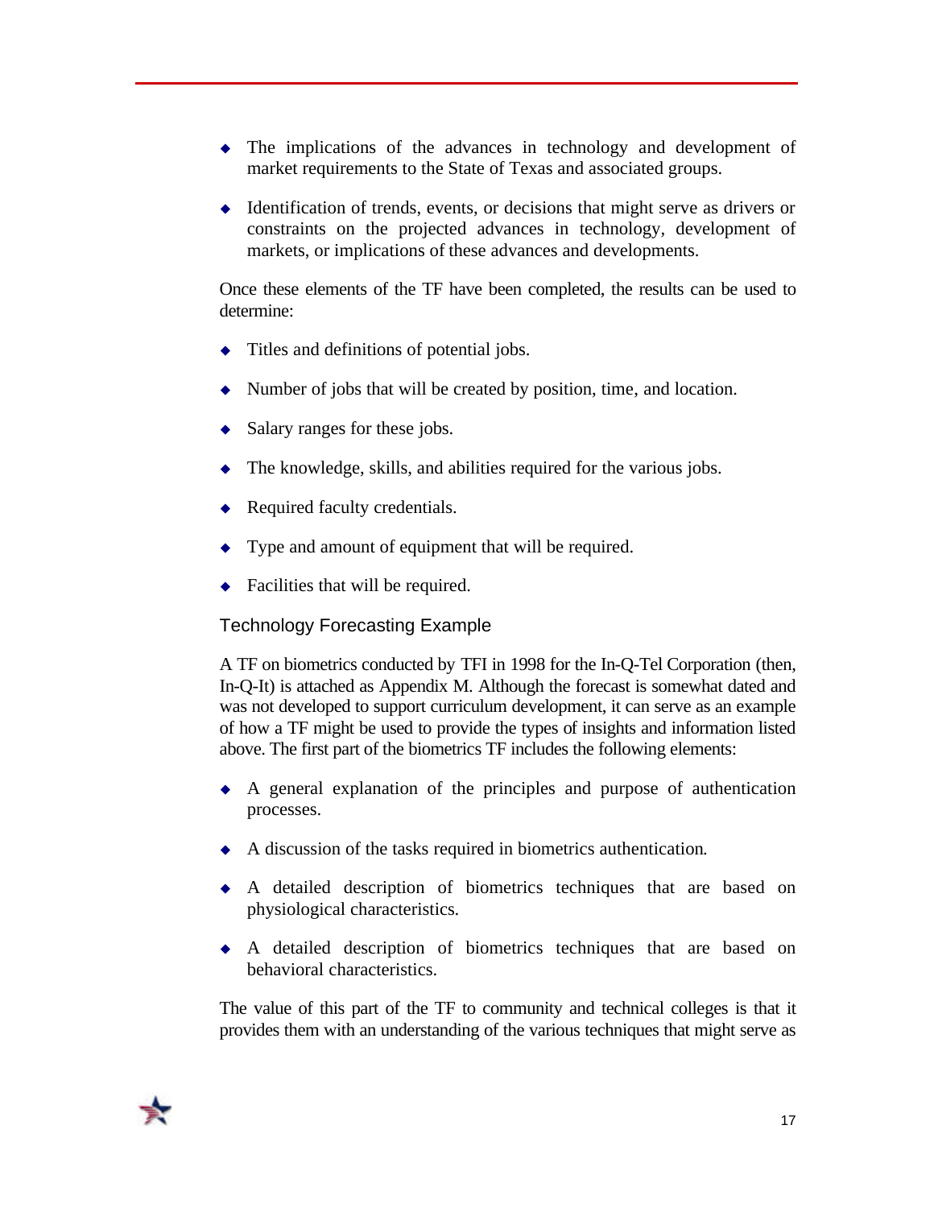- The implications of the advances in technology and development of market requirements to the State of Texas and associated groups.

- Identification of trends, events, or decisions that might serve as drivers or constraints on the projected advances in technology, development of markets, or implications of these advances and developments.

Once these elements of the TF have been completed, the results can be used to determine:

- Titles and definitions of potential jobs.

- Number of jobs that will be created by position, time, and location.

- Salary ranges for these jobs.

- The knowledge, skills, and abilities required for the various jobs.

- Required faculty credentials.

- Type and amount of equipment that will be required.

- Facilities that will be required.

### Technology Forecasting Example

A TF on biometrics conducted by TFI in 1998 for the In-Q-Tel Corporation (then, In-Q-It) is attached as Appendix M. Although the forecast is somewhat dated and was not developed to support curriculum development, it can serve as an example of how a TF might be used to provide the types of insights and information listed above. The first part of the biometrics TF includes the following elements:

- A general explanation of the principles and purpose of authentication processes.

- A discussion of the tasks required in biometrics authentication.

- A detailed description of biometrics techniques that are based on physiological characteristics.

- A detailed description of biometrics techniques that are based on behavioral characteristics.

The value of this part of the TF to community and technical colleges is that it provides them with an understanding of the various techniques that might serve as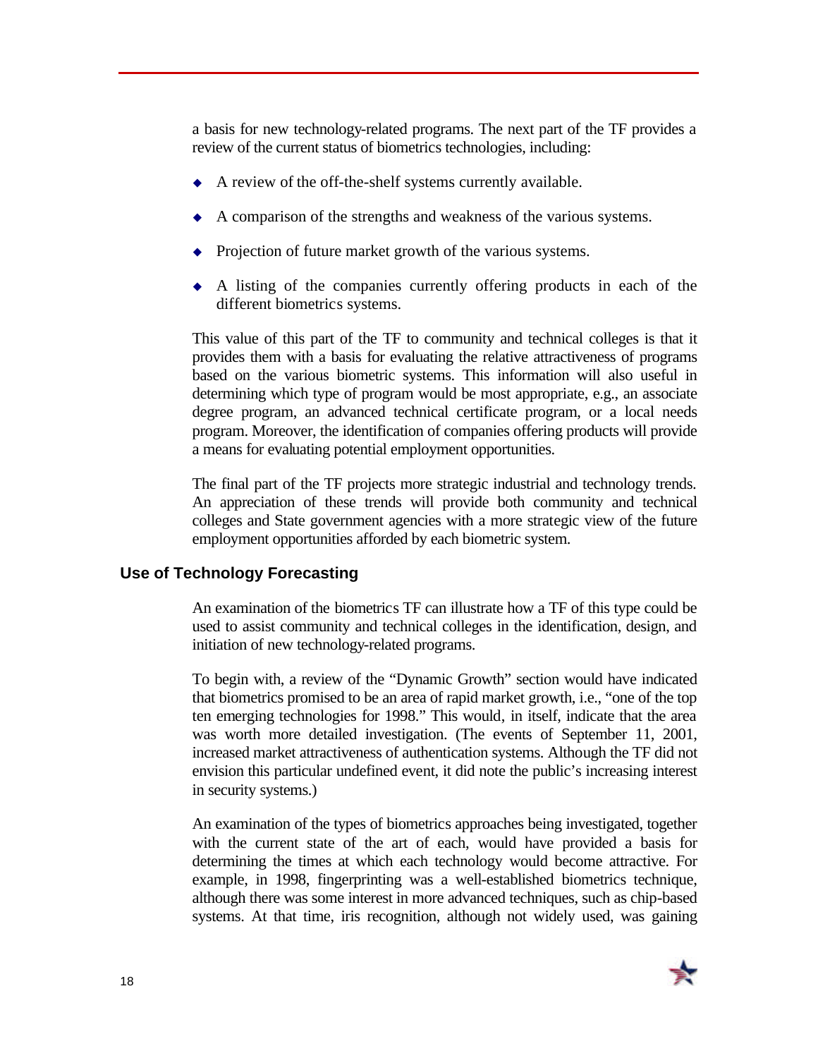a basis for new technology-related programs. The next part of the TF provides a review of the current status of biometrics technologies, including:

- A review of the off-the-shelf systems currently available.
- A comparison of the strengths and weakness of the various systems.
- Projection of future market growth of the various systems.
- A listing of the companies currently offering products in each of the different biometrics systems.

This value of this part of the TF to community and technical colleges is that it provides them with a basis for evaluating the relative attractiveness of programs based on the various biometric systems. This information will also useful in determining which type of program would be most appropriate, e.g., an associate degree program, an advanced technical certificate program, or a local needs program. Moreover, the identification of companies offering products will provide a means for evaluating potential employment opportunities.

The final part of the TF projects more strategic industrial and technology trends. An appreciation of these trends will provide both community and technical colleges and State government agencies with a more strategic view of the future employment opportunities afforded by each biometric system.

## Use of Technology Forecasting

An examination of the biometrics TF can illustrate how a TF of this type could be used to assist community and technical colleges in the identification, design, and initiation of new technology-related programs.

To begin with, a review of the "Dynamic Growth" section would have indicated that biometrics promised to be an area of rapid market growth, i.e., "one of the top ten emerging technologies for 1998." This would, in itself, indicate that the area was worth more detailed investigation. (The events of September 11, 2001, increased market attractiveness of authentication systems. Although the TF did not envision this particular undefined event, it did note the public's increasing interest in security systems.)

An examination of the types of biometrics approaches being investigated, together with the current state of the art of each, would have provided a basis for determining the times at which each technology would become attractive. For example, in 1998, fingerprinting was a well-established biometrics technique, although there was some interest in more advanced techniques, such as chip-based systems. At that time, iris recognition, although not widely used, was gaining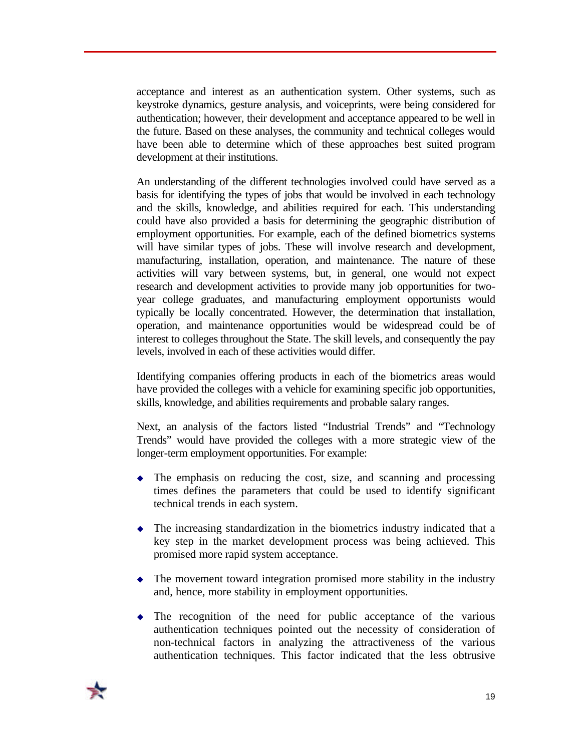acceptance and interest as an authentication system. Other systems, such as keystroke dynamics, gesture analysis, and voiceprints, were being considered for authentication; however, their development and acceptance appeared to be well in the future. Based on these analyses, the community and technical colleges would have been able to determine which of these approaches best suited program development at their institutions.

An understanding of the different technologies involved could have served as a basis for identifying the types of jobs that would be involved in each technology and the skills, knowledge, and abilities required for each. This understanding could have also provided a basis for determining the geographic distribution of employment opportunities. For example, each of the defined biometrics systems will have similar types of jobs. These will involve research and development, manufacturing, installation, operation, and maintenance. The nature of these activities will vary between systems, but, in general, one would not expect research and development activities to provide many job opportunities for two-year college graduates, and manufacturing employment opportunists would typically be locally concentrated. However, the determination that installation, operation, and maintenance opportunities would be widespread could be of interest to colleges throughout the State. The skill levels, and consequently the pay levels, involved in each of these activities would differ.

Identifying companies offering products in each of the biometrics areas would have provided the colleges with a vehicle for examining specific job opportunities, skills, knowledge, and abilities requirements and probable salary ranges.

Next, an analysis of the factors listed "Industrial Trends" and "Technology Trends" would have provided the colleges with a more strategic view of the longer-term employment opportunities. For example:

- The emphasis on reducing the cost, size, and scanning and processing times defines the parameters that could be used to identify significant technical trends in each system.
- The increasing standardization in the biometrics industry indicated that a key step in the market development process was being achieved. This promised more rapid system acceptance.
- The movement toward integration promised more stability in the industry and, hence, more stability in employment opportunities.
- The recognition of the need for public acceptance of the various authentication techniques pointed out the necessity of consideration of non-technical factors in analyzing the attractiveness of the various authentication techniques. This factor indicated that the less obtrusive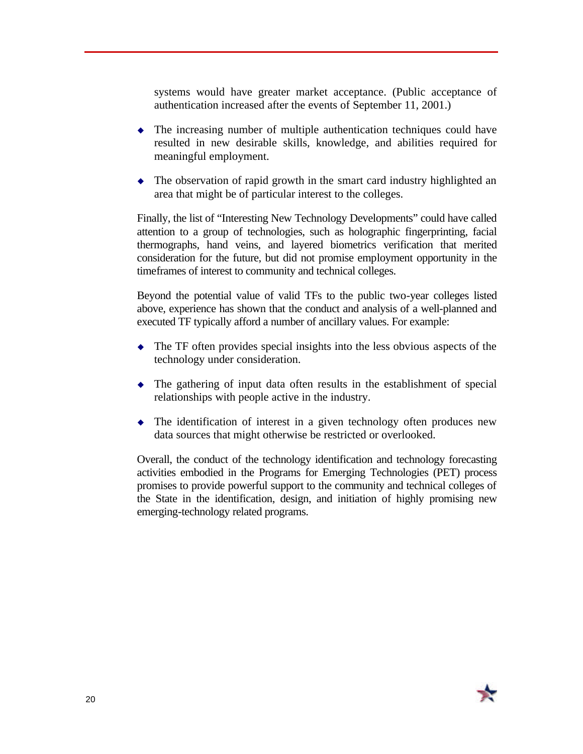systems would have greater market acceptance. (Public acceptance of authentication increased after the events of September 11, 2001.)

- The increasing number of multiple authentication techniques could have resulted in new desirable skills, knowledge, and abilities required for meaningful employment.

- The observation of rapid growth in the smart card industry highlighted an area that might be of particular interest to the colleges.

Finally, the list of "Interesting New Technology Developments" could have called attention to a group of technologies, such as holographic fingerprinting, facial thermographs, hand veins, and layered biometrics verification that merited consideration for the future, but did not promise employment opportunity in the timeframes of interest to community and technical colleges.

Beyond the potential value of valid TFs to the public two-year colleges listed above, experience has shown that the conduct and analysis of a well-planned and executed TF typically afford a number of ancillary values. For example:

- The TF often provides special insights into the less obvious aspects of the technology under consideration.

- The gathering of input data often results in the establishment of special relationships with people active in the industry.

- The identification of interest in a given technology often produces new data sources that might otherwise be restricted or overlooked.

Overall, the conduct of the technology identification and technology forecasting activities embodied in the Programs for Emerging Technologies (PET) process promises to provide powerful support to the community and technical colleges of the State in the identification, design, and initiation of highly promising new emerging-technology related programs.